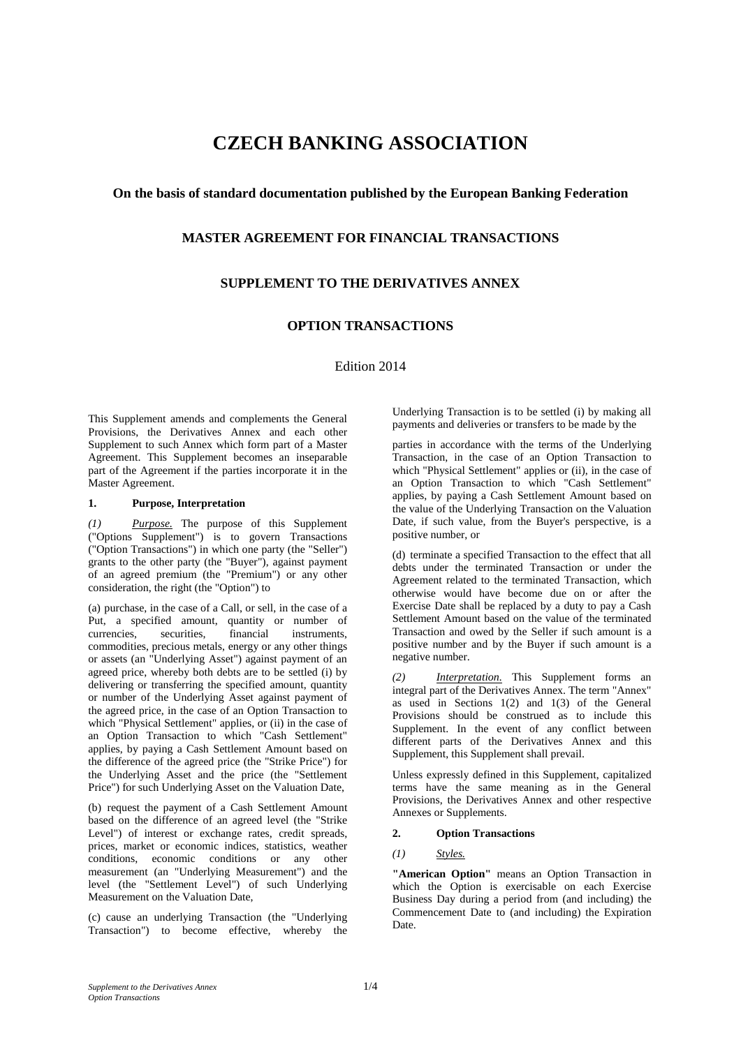# CZECH BANKING ASSOCIATION

### On the basis of standard documentation published by the European Banking Federation

### MASTER AGREEMENT FOR FINANCIAL TRANSACTIONS

### SUPPLEMENT TO THE DERIVATIVES ANNEX

### OPTION TRANSACTIONS

Edition 2014

This Supplement amends and complements the General Provisions, the Derivatives Annex and each other Supplement to such Annex which form part of a Master Agreement. This Supplement becomes an inseparable part of the Agreement if the parties incorporate it in the Master Agreement.

**1. Purpose, Interpretation**

*(1)* *Purpose.* The purpose of this Supplement ("Options Supplement") is to govern Transactions ("Option Transactions") in which one party (the "Seller") grants to the other party (the "Buyer"), against payment of an agreed premium (the "Premium") or any other consideration, the right (the "Option") to

(a) purchase, in the case of a Call, or sell, in the case of a Put, a specified amount, quantity or number of currencies, securities, financial instruments, commodities, precious metals, energy or any other things or assets (an "Underlying Asset") against payment of an agreed price, whereby both debts are to be settled (i) by delivering or transferring the specified amount, quantity or number of the Underlying Asset against payment of the agreed price, in the case of an Option Transaction to which "Physical Settlement" applies, or (ii) in the case of an Option Transaction to which "Cash Settlement" applies, by paying a Cash Settlement Amount based on the difference of the agreed price (the "Strike Price") for the Underlying Asset and the price (the "Settlement Price") for such Underlying Asset on the Valuation Date,

(b) request the payment of a Cash Settlement Amount based on the difference of an agreed level (the "Strike Level") of interest or exchange rates, credit spreads, prices, market or economic indices, statistics, weather conditions, economic conditions or any other measurement (an "Underlying Measurement") and the level (the "Settlement Level") of such Underlying Measurement on the Valuation Date,

(c) cause an underlying Transaction (the "Underlying Transaction") to become effective, whereby the Underlying Transaction is to be settled (i) by making all payments and deliveries or transfers to be made by the parties in accordance with the terms of the Underlying Transaction, in the case of an Option Transaction to which "Physical Settlement" applies or (ii), in the case of an Option Transaction to which "Cash Settlement" applies, by paying a Cash Settlement Amount based on the value of the Underlying Transaction on the Valuation Date, if such value, from the Buyer's perspective, is a positive number, or

(d) terminate a specified Transaction to the effect that all debts under the terminated Transaction or under the Agreement related to the terminated Transaction, which otherwise would have become due on or after the Exercise Date shall be replaced by a duty to pay a Cash Settlement Amount based on the value of the terminated Transaction and owed by the Seller if such amount is a positive number and by the Buyer if such amount is a negative number.

*(2)* *Interpretation.* This Supplement forms an integral part of the Derivatives Annex. The term "Annex" as used in Sections 1(2) and 1(3) of the General Provisions should be construed as to include this Supplement. In the event of any conflict between different parts of the Derivatives Annex and this Supplement, this Supplement shall prevail.

Unless expressly defined in this Supplement, capitalized terms have the same meaning as in the General Provisions, the Derivatives Annex and other respective Annexes or Supplements.

**2. Option Transactions**

*(1)* *Styles.*

**"American Option"** means an Option Transaction in which the Option is exercisable on each Exercise Business Day during a period from (and including) the Commencement Date to (and including) the Expiration Date.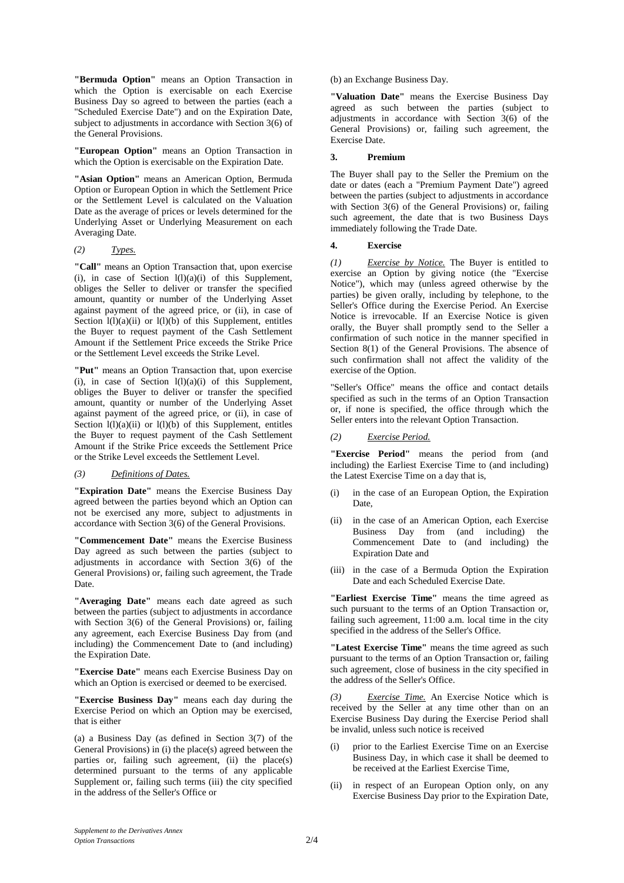**"Bermuda Option"** means an Option Transaction in which the Option is exercisable on each Exercise Business Day so agreed to between the parties (each a "Scheduled Exercise Date") and on the Expiration Date, subject to adjustments in accordance with Section 3(6) of the General Provisions.

**"European Option"** means an Option Transaction in which the Option is exercisable on the Expiration Date.

**"Asian Option"** means an American Option, Bermuda Option or European Option in which the Settlement Price or the Settlement Level is calculated on the Valuation Date as the average of prices or levels determined for the Underlying Asset or Underlying Measurement on each Averaging Date.

*(2) Types.*

**"Call"** means an Option Transaction that, upon exercise (i), in case of Section l(l)(a)(i) of this Supplement, obliges the Seller to deliver or transfer the specified amount, quantity or number of the Underlying Asset against payment of the agreed price, or (ii), in case of Section l(l)(a)(ii) or l(l)(b) of this Supplement, entitles the Buyer to request payment of the Cash Settlement Amount if the Settlement Price exceeds the Strike Price or the Settlement Level exceeds the Strike Level.

**"Put"** means an Option Transaction that, upon exercise (i), in case of Section l(l)(a)(i) of this Supplement, obliges the Buyer to deliver or transfer the specified amount, quantity or number of the Underlying Asset against payment of the agreed price, or (ii), in case of Section l(l)(a)(ii) or l(l)(b) of this Supplement, entitles the Buyer to request payment of the Cash Settlement Amount if the Strike Price exceeds the Settlement Price or the Strike Level exceeds the Settlement Level.

*(3) Definitions of Dates.*

**"Expiration Date"** means the Exercise Business Day agreed between the parties beyond which an Option can not be exercised any more, subject to adjustments in accordance with Section 3(6) of the General Provisions.

**"Commencement Date"** means the Exercise Business Day agreed as such between the parties (subject to adjustments in accordance with Section 3(6) of the General Provisions) or, failing such agreement, the Trade Date.

**"Averaging Date"** means each date agreed as such between the parties (subject to adjustments in accordance with Section 3(6) of the General Provisions) or, failing any agreement, each Exercise Business Day from (and including) the Commencement Date to (and including) the Expiration Date.

**"Exercise Date"** means each Exercise Business Day on which an Option is exercised or deemed to be exercised.

**"Exercise Business Day"** means each day during the Exercise Period on which an Option may be exercised, that is either

(a) a Business Day (as defined in Section 3(7) of the General Provisions) in (i) the place(s) agreed between the parties or, failing such agreement, (ii) the place(s) determined pursuant to the terms of any applicable Supplement or, failing such terms (iii) the city specified in the address of the Seller's Office or

(b) an Exchange Business Day.

**"Valuation Date"** means the Exercise Business Day agreed as such between the parties (subject to adjustments in accordance with Section 3(6) of the General Provisions) or, failing such agreement, the Exercise Date.

## 3. Premium

The Buyer shall pay to the Seller the Premium on the date or dates (each a "Premium Payment Date") agreed between the parties (subject to adjustments in accordance with Section 3(6) of the General Provisions) or, failing such agreement, the date that is two Business Days immediately following the Trade Date.

## 4. Exercise

*(1) Exercise by Notice.* The Buyer is entitled to exercise an Option by giving notice (the "Exercise Notice"), which may (unless agreed otherwise by the parties) be given orally, including by telephone, to the Seller's Office during the Exercise Period. An Exercise Notice is irrevocable. If an Exercise Notice is given orally, the Buyer shall promptly send to the Seller a confirmation of such notice in the manner specified in Section 8(1) of the General Provisions. The absence of such confirmation shall not affect the validity of the exercise of the Option.

"Seller's Office" means the office and contact details specified as such in the terms of an Option Transaction or, if none is specified, the office through which the Seller enters into the relevant Option Transaction.

*(2) Exercise Period.*

**"Exercise Period"** means the period from (and including) the Earliest Exercise Time to (and including) the Latest Exercise Time on a day that is,

(i) in the case of an European Option, the Expiration Date,

(ii) in the case of an American Option, each Exercise Business Day from (and including) the Commencement Date to (and including) the Expiration Date and

(iii) in the case of a Bermuda Option the Expiration Date and each Scheduled Exercise Date.

**"Earliest Exercise Time"** means the time agreed as such pursuant to the terms of an Option Transaction or, failing such agreement, 11:00 a.m. local time in the city specified in the address of the Seller's Office.

**"Latest Exercise Time"** means the time agreed as such pursuant to the terms of an Option Transaction or, failing such agreement, close of business in the city specified in the address of the Seller's Office.

*(3) Exercise Time.* An Exercise Notice which is received by the Seller at any time other than on an Exercise Business Day during the Exercise Period shall be invalid, unless such notice is received

(i) prior to the Earliest Exercise Time on an Exercise Business Day, in which case it shall be deemed to be received at the Earliest Exercise Time,

(ii) in respect of an European Option only, on any Exercise Business Day prior to the Expiration Date,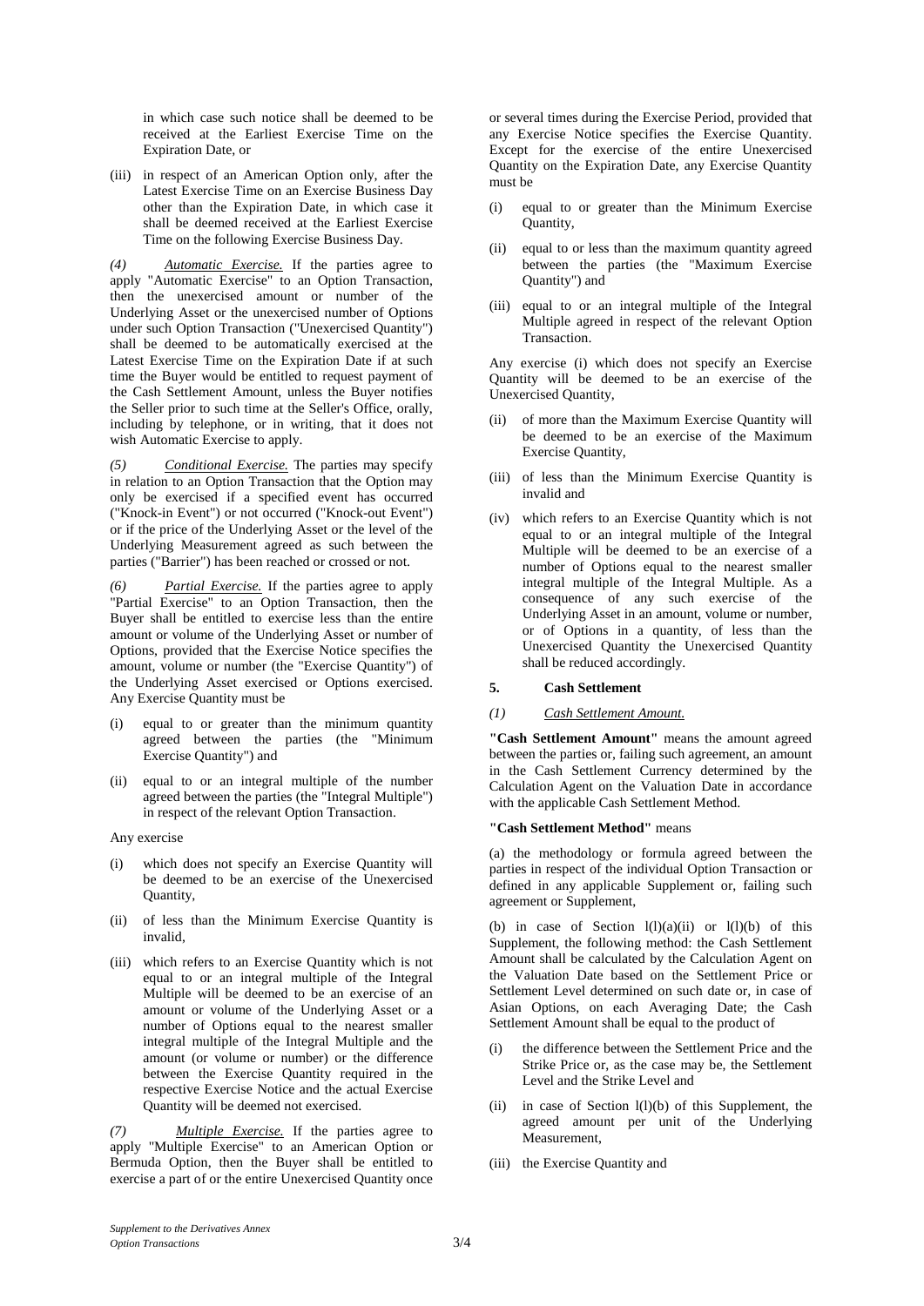in which case such notice shall be deemed to be received at the Earliest Exercise Time on the Expiration Date, or

(iii) in respect of an American Option only, after the Latest Exercise Time on an Exercise Business Day other than the Expiration Date, in which case it shall be deemed received at the Earliest Exercise Time on the following Exercise Business Day.

*(4)* *Automatic Exercise.* If the parties agree to apply "Automatic Exercise" to an Option Transaction, then the unexercised amount or number of the Underlying Asset or the unexercised number of Options under such Option Transaction ("Unexercised Quantity") shall be deemed to be automatically exercised at the Latest Exercise Time on the Expiration Date if at such time the Buyer would be entitled to request payment of the Cash Settlement Amount, unless the Buyer notifies the Seller prior to such time at the Seller's Office, orally, including by telephone, or in writing, that it does not wish Automatic Exercise to apply.

*(5)* *Conditional Exercise.* The parties may specify in relation to an Option Transaction that the Option may only be exercised if a specified event has occurred ("Knock-in Event") or not occurred ("Knock-out Event") or if the price of the Underlying Asset or the level of the Underlying Measurement agreed as such between the parties ("Barrier") has been reached or crossed or not.

*(6)* *Partial Exercise.* If the parties agree to apply "Partial Exercise" to an Option Transaction, then the Buyer shall be entitled to exercise less than the entire amount or volume of the Underlying Asset or number of Options, provided that the Exercise Notice specifies the amount, volume or number (the "Exercise Quantity") of the Underlying Asset exercised or Options exercised. Any Exercise Quantity must be

(i) equal to or greater than the minimum quantity agreed between the parties (the "Minimum Exercise Quantity") and

(ii) equal to or an integral multiple of the number agreed between the parties (the "Integral Multiple") in respect of the relevant Option Transaction.

Any exercise

(i) which does not specify an Exercise Quantity will be deemed to be an exercise of the Unexercised Quantity,

(ii) of less than the Minimum Exercise Quantity is invalid,

(iii) which refers to an Exercise Quantity which is not equal to or an integral multiple of the Integral Multiple will be deemed to be an exercise of an amount or volume of the Underlying Asset or a number of Options equal to the nearest smaller integral multiple of the Integral Multiple and the amount (or volume or number) or the difference between the Exercise Quantity required in the respective Exercise Notice and the actual Exercise Quantity will be deemed not exercised.

*(7)* *Multiple Exercise.* If the parties agree to apply "Multiple Exercise" to an American Option or Bermuda Option, then the Buyer shall be entitled to exercise a part of or the entire Unexercised Quantity once or several times during the Exercise Period, provided that any Exercise Notice specifies the Exercise Quantity. Except for the exercise of the entire Unexercised Quantity on the Expiration Date, any Exercise Quantity must be

(i) equal to or greater than the Minimum Exercise Quantity,

(ii) equal to or less than the maximum quantity agreed between the parties (the "Maximum Exercise Quantity") and

(iii) equal to or an integral multiple of the Integral Multiple agreed in respect of the relevant Option Transaction.

Any exercise (i) which does not specify an Exercise Quantity will be deemed to be an exercise of the Unexercised Quantity,

(ii) of more than the Maximum Exercise Quantity will be deemed to be an exercise of the Maximum Exercise Quantity,

(iii) of less than the Minimum Exercise Quantity is invalid and

(iv) which refers to an Exercise Quantity which is not equal to or an integral multiple of the Integral Multiple will be deemed to be an exercise of a number of Options equal to the nearest smaller integral multiple of the Integral Multiple. As a consequence of any such exercise of the Underlying Asset in an amount, volume or number, or of Options in a quantity, of less than the Unexercised Quantity the Unexercised Quantity shall be reduced accordingly.

## 5. Cash Settlement

*(1)* *Cash Settlement Amount.*

**"Cash Settlement Amount"** means the amount agreed between the parties or, failing such agreement, an amount in the Cash Settlement Currency determined by the Calculation Agent on the Valuation Date in accordance with the applicable Cash Settlement Method.

**"Cash Settlement Method"** means

(a) the methodology or formula agreed between the parties in respect of the individual Option Transaction or defined in any applicable Supplement or, failing such agreement or Supplement,

(b) in case of Section l(l)(a)(ii) or l(l)(b) of this Supplement, the following method: the Cash Settlement Amount shall be calculated by the Calculation Agent on the Valuation Date based on the Settlement Price or Settlement Level determined on such date or, in case of Asian Options, on each Averaging Date; the Cash Settlement Amount shall be equal to the product of

(i) the difference between the Settlement Price and the Strike Price or, as the case may be, the Settlement Level and the Strike Level and

(ii) in case of Section l(l)(b) of this Supplement, the agreed amount per unit of the Underlying Measurement,

(iii) the Exercise Quantity and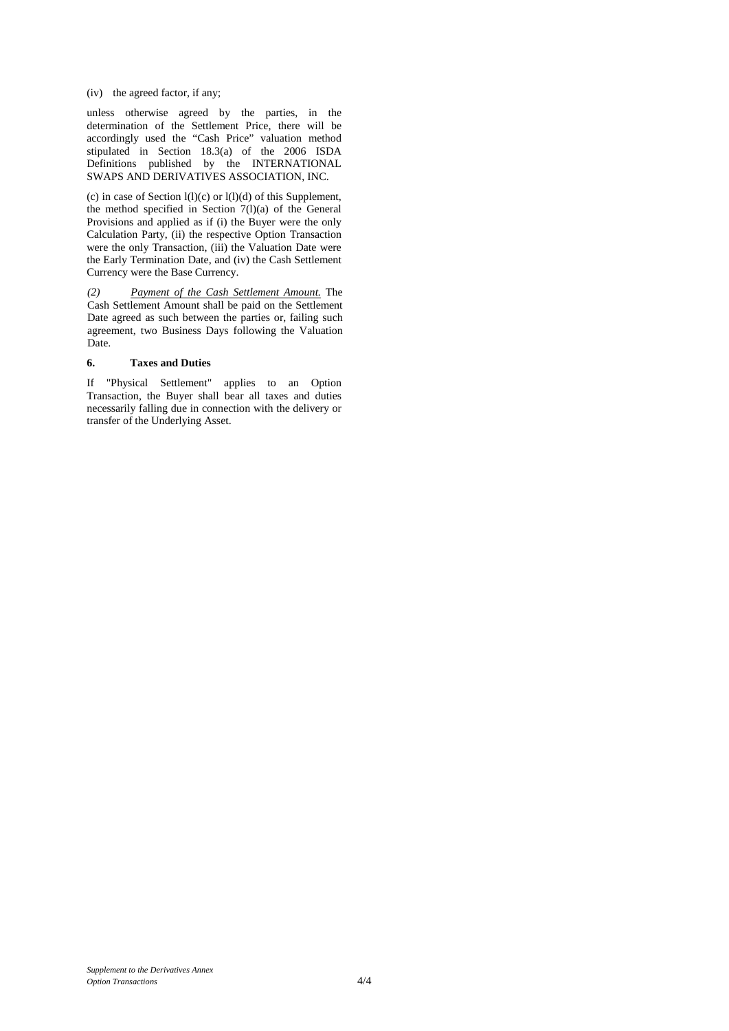(iv) the agreed factor, if any;

unless otherwise agreed by the parties, in the determination of the Settlement Price, there will be accordingly used the "Cash Price" valuation method stipulated in Section 18.3(a) of the 2006 ISDA Definitions published by the INTERNATIONAL SWAPS AND DERIVATIVES ASSOCIATION, INC.

(c) in case of Section l(l)(c) or l(l)(d) of this Supplement, the method specified in Section 7(l)(a) of the General Provisions and applied as if (i) the Buyer were the only Calculation Party, (ii) the respective Option Transaction were the only Transaction, (iii) the Valuation Date were the Early Termination Date, and (iv) the Cash Settlement Currency were the Base Currency.

*(2)* *Payment of the Cash Settlement Amount.* The Cash Settlement Amount shall be paid on the Settlement Date agreed as such between the parties or, failing such agreement, two Business Days following the Valuation Date.

### 6. Taxes and Duties

If "Physical Settlement" applies to an Option Transaction, the Buyer shall bear all taxes and duties necessarily falling due in connection with the delivery or transfer of the Underlying Asset.